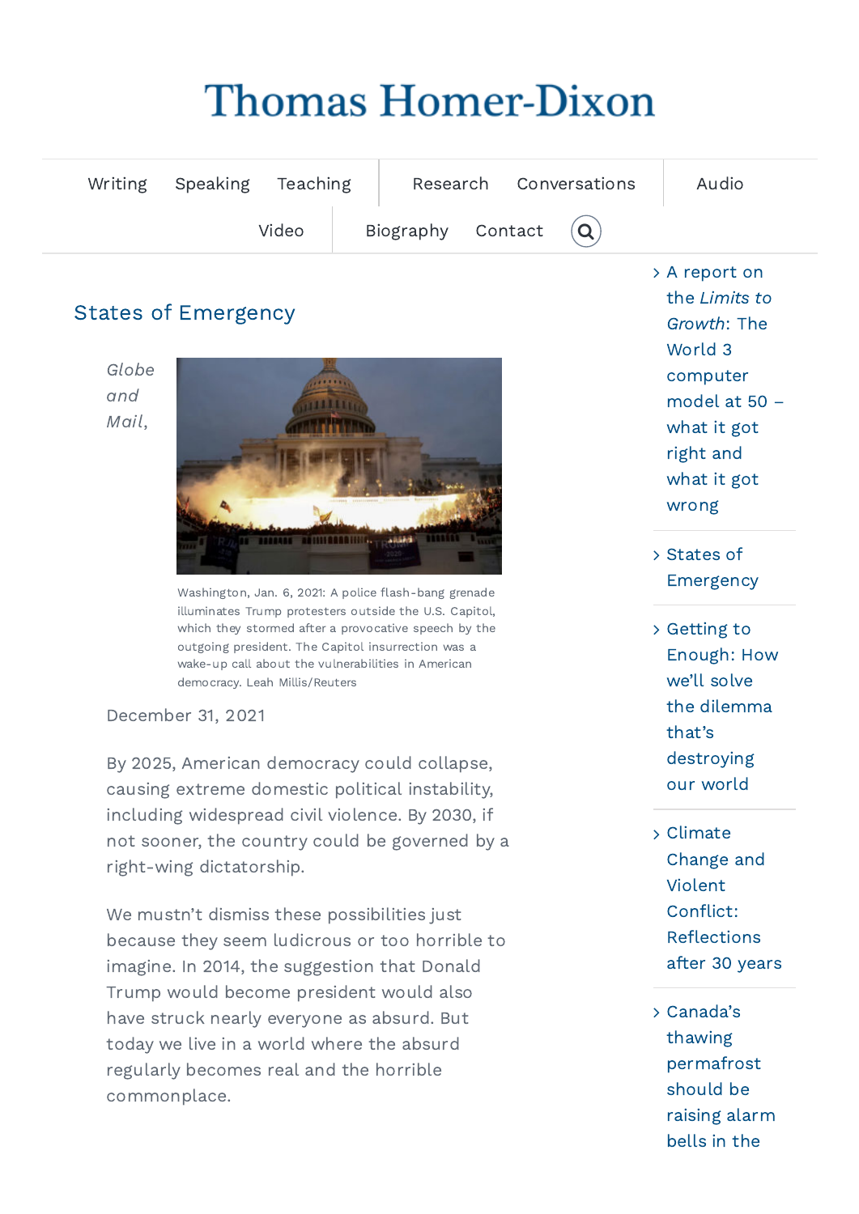# Thomas Homer-Dixon

Writing Speaking Teaching Research Conversations Audio Video Biography Contact

## States of Emergency

*Globe and Mail*,

Washington, Jan. 6, 2021: A police flash-bang grenade illuminates Trump protesters outside the U.S. Capitol, which they stormed after a provocative speech by the outgoing president. The Capitol insurrection was a wake-up call about the vulnerabilities in American democracy. Leah Millis/Reuters

December 31, 2021

By 2025, American democracy could collapse, causing extreme domestic political instability, including widespread civil violence. By 2030, if not sooner, the country could be governed by a right-wing dictatorship.

We mustn't dismiss these possibilities just because they seem ludicrous or too horrible to imagine. In 2014, the suggestion that Donald Trump would become president would also have struck nearly everyone as absurd. But today we live in a world where the absurd regularly becomes real and the horrible commonplace.

- A report on the *Limits to Growth*: The World 3 computer model at 50 – what it got right and what it got wrong
- States of Emergency
- Getting to Enough: How we'll solve the dilemma that's destroying our world
- Climate Change and Violent Conflict: Reflections after 30 years
- Canada's thawing permafrost should be raising alarm bells in the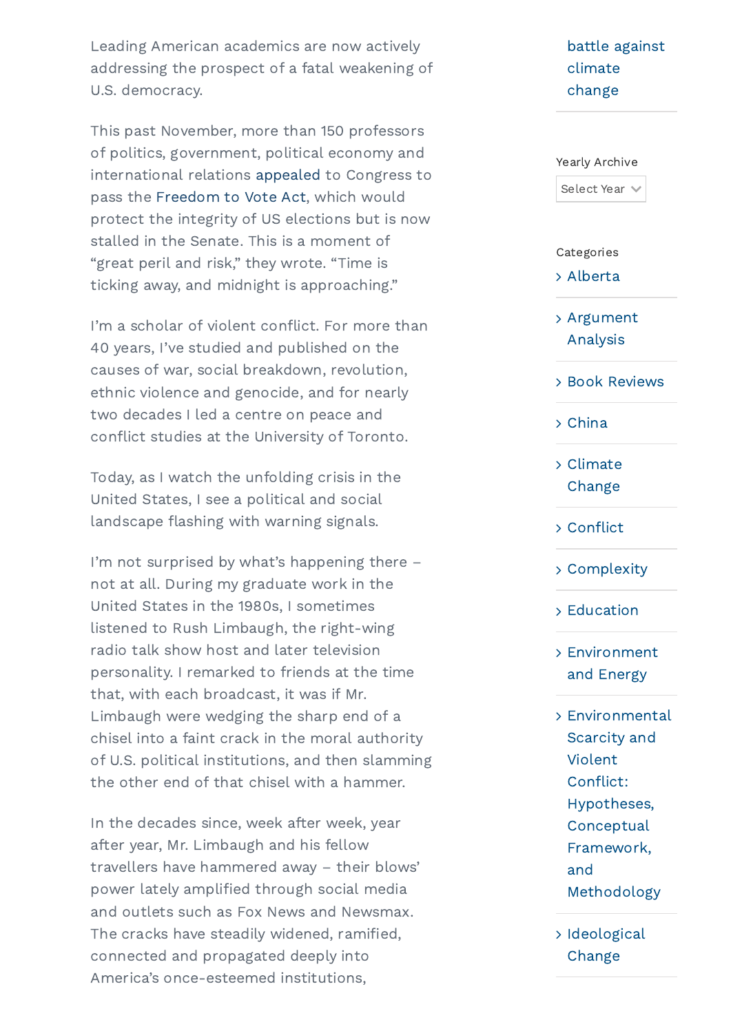Leading American academics are now actively addressing the prospect of a fatal weakening of U.S. democracy.

This past November, more than 150 professors of politics, government, political economy and international relations appealed to Congress to pass the Freedom to Vote Act, which would protect the integrity of US elections but is now stalled in the Senate. This is a moment of "great peril and risk," they wrote. "Time is ticking away, and midnight is approaching."

I'm a scholar of violent conflict. For more than 40 years, I've studied and published on the causes of war, social breakdown, revolution, ethnic violence and genocide, and for nearly two decades I led a centre on peace and conflict studies at the University of Toronto.

Today, as I watch the unfolding crisis in the United States, I see a political and social landscape flashing with warning signals.

I'm not surprised by what's happening there – not at all. During my graduate work in the United States in the 1980s, I sometimes listened to Rush Limbaugh, the right-wing radio talk show host and later television personality. I remarked to friends at the time that, with each broadcast, it was if Mr. Limbaugh were wedging the sharp end of a chisel into a faint crack in the moral authority of U.S. political institutions, and then slamming the other end of that chisel with a hammer.

In the decades since, week after week, year after year, Mr. Limbaugh and his fellow travellers have hammered away – their blows' power lately amplified through social media and outlets such as Fox News and Newsmax. The cracks have steadily widened, ramified, connected and propagated deeply into America's once-esteemed institutions,

battle against climate change

Yearly Archive

Select Year

Categories

- Alberta
- Argument Analysis
- Book Reviews
- China
- Climate Change
- Conflict
- Complexity
- Education
- Environment and Energy
- Environmental Scarcity and Violent Conflict: Hypotheses, Conceptual Framework, and Methodology
- Ideological Change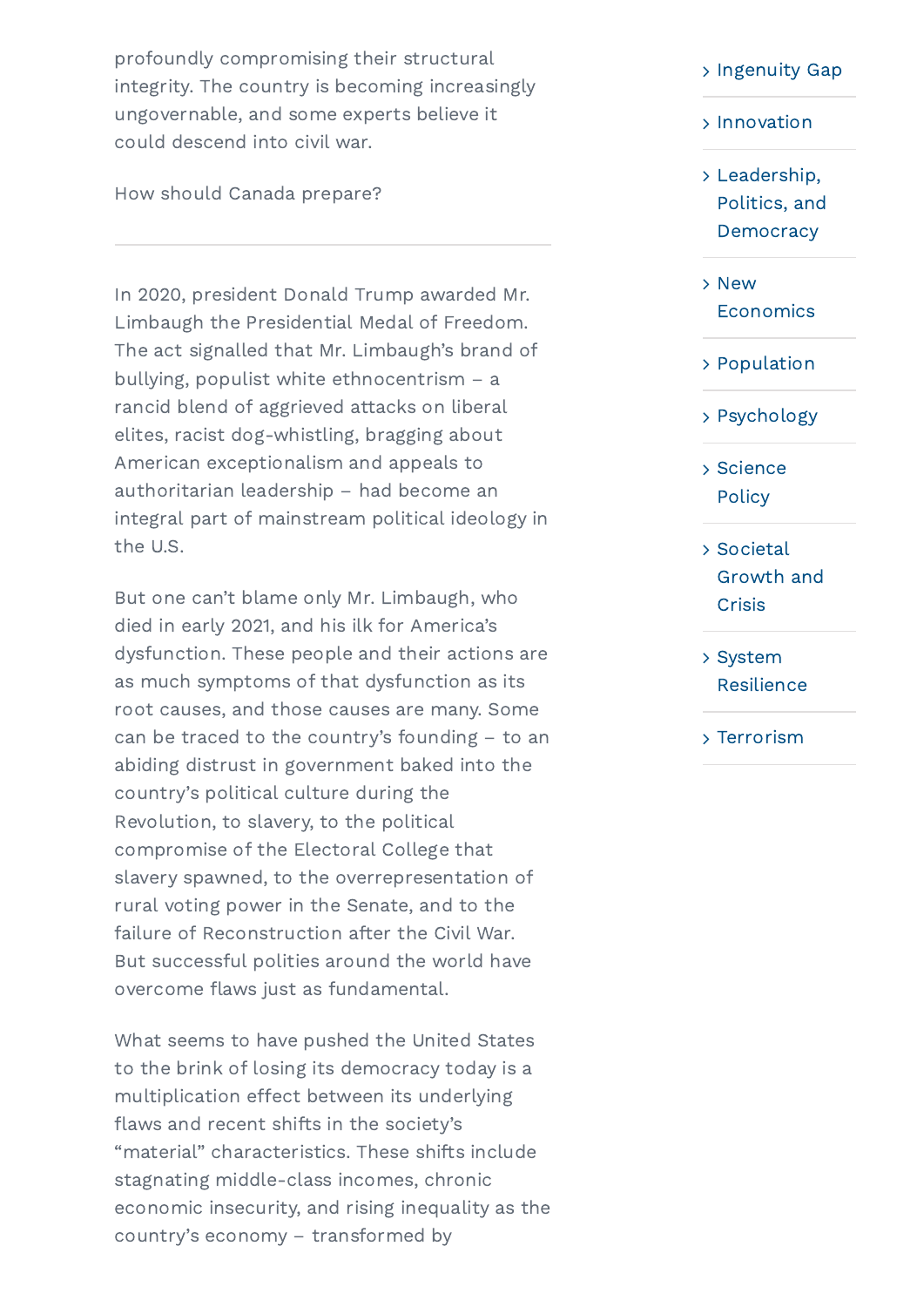profoundly compromising their structural integrity. The country is becoming increasingly ungovernable, and some experts believe it could descend into civil war.

How should Canada prepare?

---

In 2020, president Donald Trump awarded Mr. Limbaugh the Presidential Medal of Freedom. The act signalled that Mr. Limbaugh's brand of bullying, populist white ethnocentrism – a rancid blend of aggrieved attacks on liberal elites, racist dog-whistling, bragging about American exceptionalism and appeals to authoritarian leadership – had become an integral part of mainstream political ideology in the U.S.

But one can't blame only Mr. Limbaugh, who died in early 2021, and his ilk for America's dysfunction. These people and their actions are as much symptoms of that dysfunction as its root causes, and those causes are many. Some can be traced to the country's founding – to an abiding distrust in government baked into the country's political culture during the Revolution, to slavery, to the political compromise of the Electoral College that slavery spawned, to the overrepresentation of rural voting power in the Senate, and to the failure of Reconstruction after the Civil War. But successful polities around the world have overcome flaws just as fundamental.

What seems to have pushed the United States to the brink of losing its democracy today is a multiplication effect between its underlying flaws and recent shifts in the society's "material" characteristics. These shifts include stagnating middle-class incomes, chronic economic insecurity, and rising inequality as the country's economy – transformed by

- Ingenuity Gap
- Innovation
- Leadership, Politics, and Democracy
- New Economics
- Population
- Psychology
- Science Policy
- Societal Growth and Crisis
- System Resilience
- Terrorism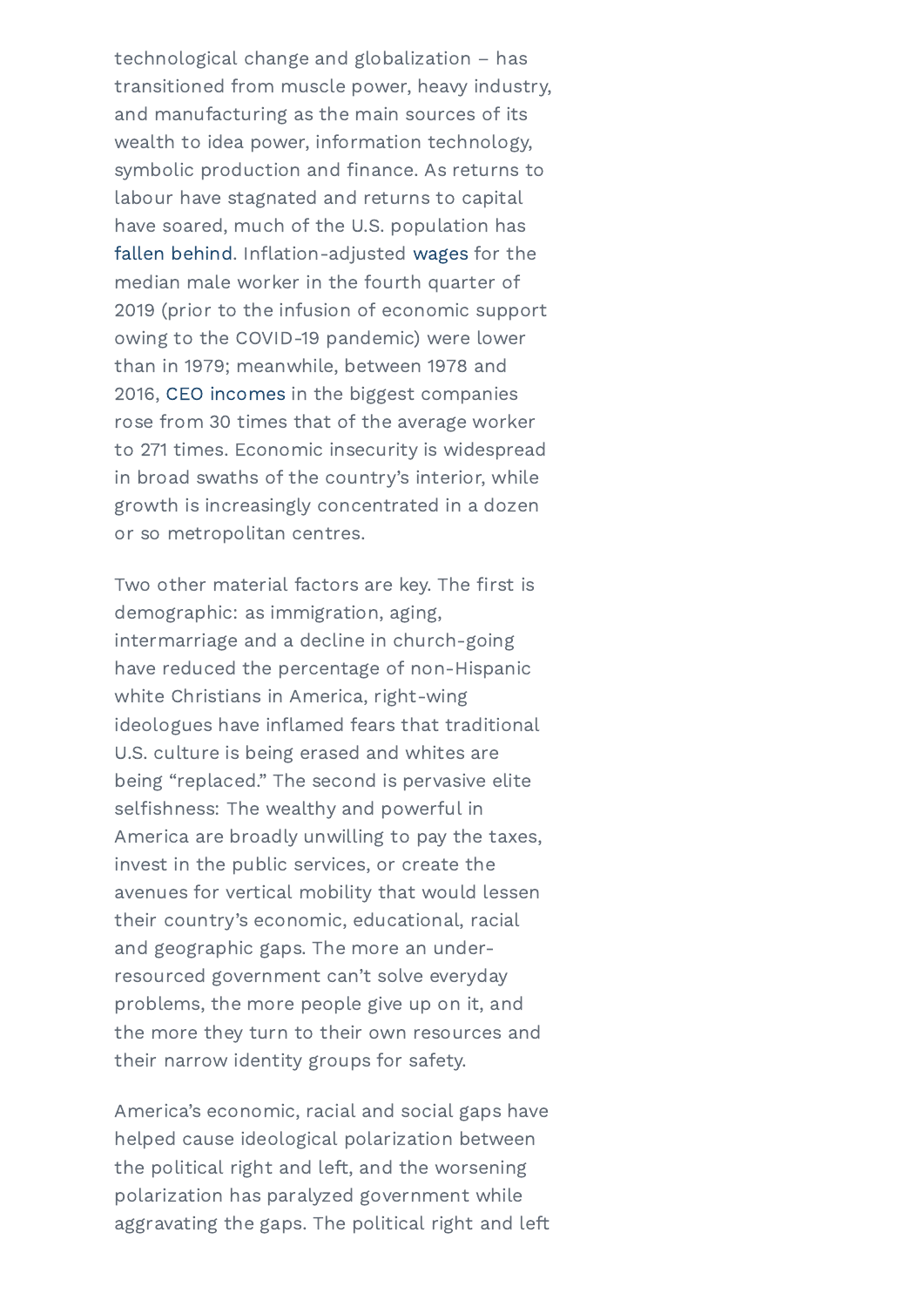technological change and globalization – has transitioned from muscle power, heavy industry, and manufacturing as the main sources of its wealth to idea power, information technology, symbolic production and finance. As returns to labour have stagnated and returns to capital have soared, much of the U.S. population has fallen behind. Inflation-adjusted wages for the median male worker in the fourth quarter of 2019 (prior to the infusion of economic support owing to the COVID-19 pandemic) were lower than in 1979; meanwhile, between 1978 and 2016, CEO incomes in the biggest companies rose from 30 times that of the average worker to 271 times. Economic insecurity is widespread in broad swaths of the country's interior, while growth is increasingly concentrated in a dozen or so metropolitan centres.

Two other material factors are key. The first is demographic: as immigration, aging, intermarriage and a decline in church-going have reduced the percentage of non-Hispanic white Christians in America, right-wing ideologues have inflamed fears that traditional U.S. culture is being erased and whites are being "replaced." The second is pervasive elite selfishness: The wealthy and powerful in America are broadly unwilling to pay the taxes, invest in the public services, or create the avenues for vertical mobility that would lessen their country's economic, educational, racial and geographic gaps. The more an under-resourced government can't solve everyday problems, the more people give up on it, and the more they turn to their own resources and their narrow identity groups for safety.

America's economic, racial and social gaps have helped cause ideological polarization between the political right and left, and the worsening polarization has paralyzed government while aggravating the gaps. The political right and left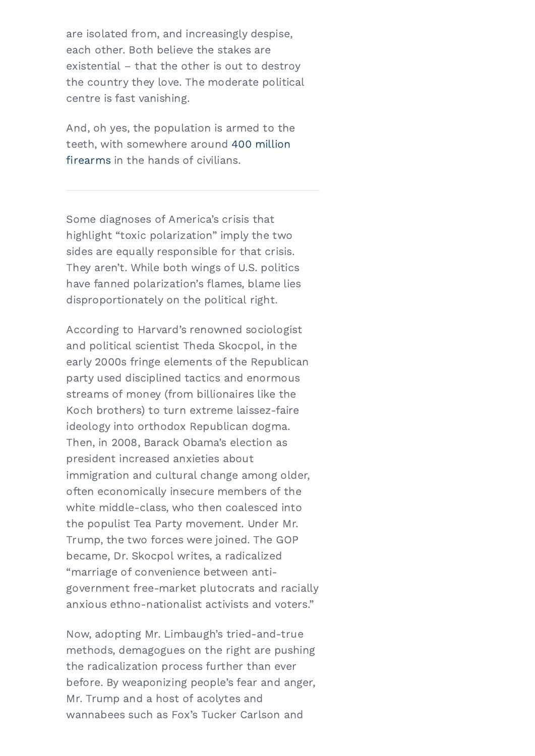are isolated from, and increasingly despise, each other. Both believe the stakes are existential – that the other is out to destroy the country they love. The moderate political centre is fast vanishing.

And, oh yes, the population is armed to the teeth, with somewhere around 400 million firearms in the hands of civilians.

---

Some diagnoses of America's crisis that highlight "toxic polarization" imply the two sides are equally responsible for that crisis. They aren't. While both wings of U.S. politics have fanned polarization's flames, blame lies disproportionately on the political right.

According to Harvard's renowned sociologist and political scientist Theda Skocpol, in the early 2000s fringe elements of the Republican party used disciplined tactics and enormous streams of money (from billionaires like the Koch brothers) to turn extreme laissez-faire ideology into orthodox Republican dogma. Then, in 2008, Barack Obama's election as president increased anxieties about immigration and cultural change among older, often economically insecure members of the white middle-class, who then coalesced into the populist Tea Party movement. Under Mr. Trump, the two forces were joined. The GOP became, Dr. Skocpol writes, a radicalized "marriage of convenience between anti-government free-market plutocrats and racially anxious ethno-nationalist activists and voters."

Now, adopting Mr. Limbaugh's tried-and-true methods, demagogues on the right are pushing the radicalization process further than ever before. By weaponizing people's fear and anger, Mr. Trump and a host of acolytes and wannabees such as Fox's Tucker Carlson and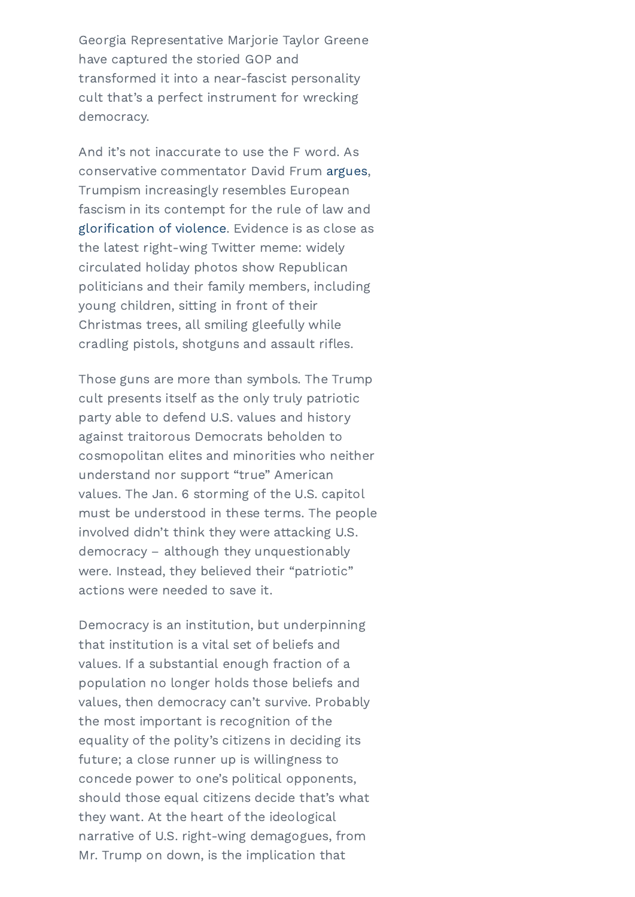Georgia Representative Marjorie Taylor Greene have captured the storied GOP and transformed it into a near-fascist personality cult that's a perfect instrument for wrecking democracy.

And it's not inaccurate to use the F word. As conservative commentator David Frum argues, Trumpism increasingly resembles European fascism in its contempt for the rule of law and glorification of violence. Evidence is as close as the latest right-wing Twitter meme: widely circulated holiday photos show Republican politicians and their family members, including young children, sitting in front of their Christmas trees, all smiling gleefully while cradling pistols, shotguns and assault rifles.

Those guns are more than symbols. The Trump cult presents itself as the only truly patriotic party able to defend U.S. values and history against traitorous Democrats beholden to cosmopolitan elites and minorities who neither understand nor support "true" American values. The Jan. 6 storming of the U.S. capitol must be understood in these terms. The people involved didn't think they were attacking U.S. democracy – although they unquestionably were. Instead, they believed their "patriotic" actions were needed to save it.

Democracy is an institution, but underpinning that institution is a vital set of beliefs and values. If a substantial enough fraction of a population no longer holds those beliefs and values, then democracy can't survive. Probably the most important is recognition of the equality of the polity's citizens in deciding its future; a close runner up is willingness to concede power to one's political opponents, should those equal citizens decide that's what they want. At the heart of the ideological narrative of U.S. right-wing demagogues, from Mr. Trump on down, is the implication that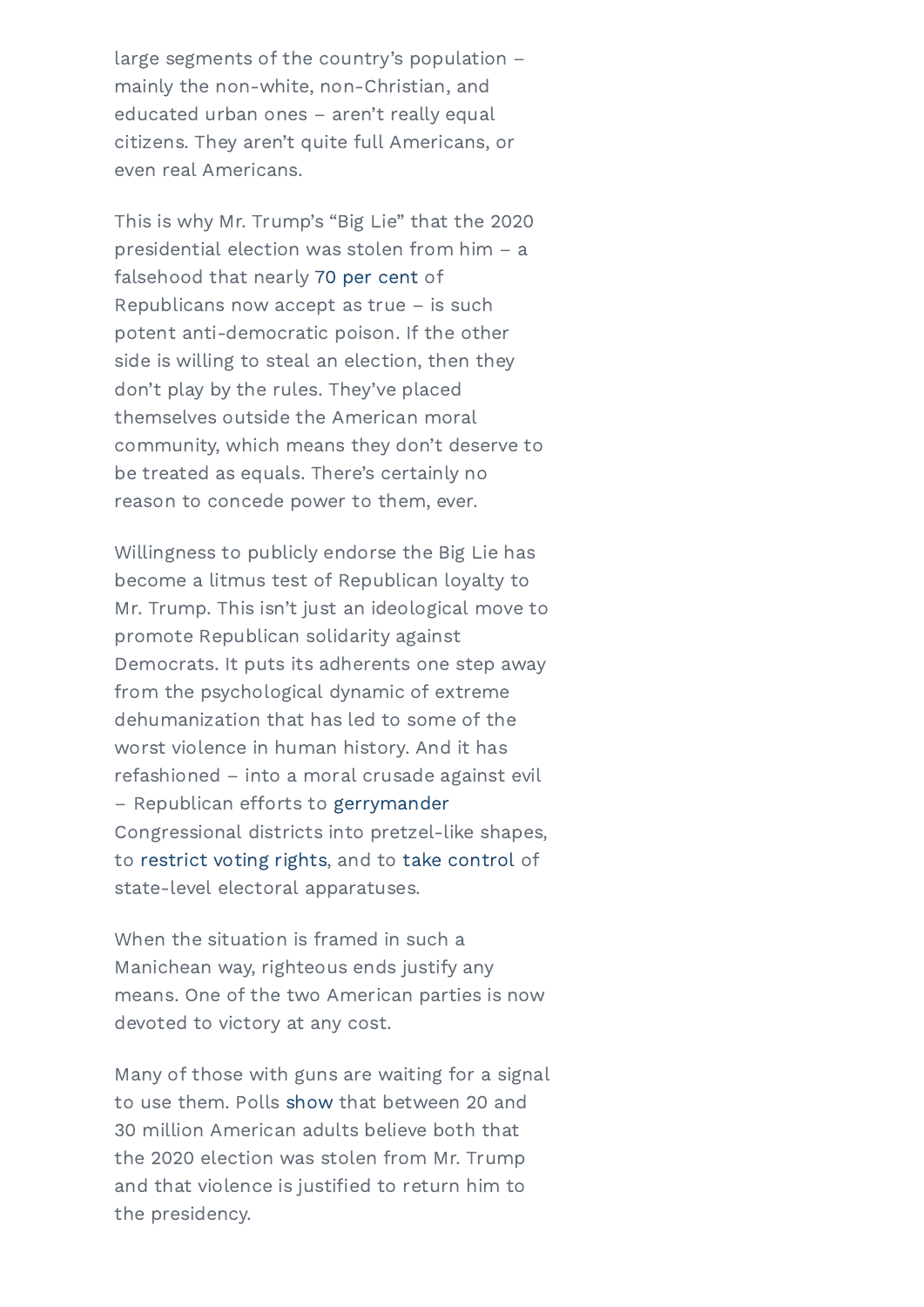large segments of the country's population – mainly the non-white, non-Christian, and educated urban ones – aren't really equal citizens. They aren't quite full Americans, or even real Americans.

This is why Mr. Trump's "Big Lie" that the 2020 presidential election was stolen from him – a falsehood that nearly 70 per cent of Republicans now accept as true – is such potent anti-democratic poison. If the other side is willing to steal an election, then they don't play by the rules. They've placed themselves outside the American moral community, which means they don't deserve to be treated as equals. There's certainly no reason to concede power to them, ever.

Willingness to publicly endorse the Big Lie has become a litmus test of Republican loyalty to Mr. Trump. This isn't just an ideological move to promote Republican solidarity against Democrats. It puts its adherents one step away from the psychological dynamic of extreme dehumanization that has led to some of the worst violence in human history. And it has refashioned – into a moral crusade against evil – Republican efforts to gerrymander Congressional districts into pretzel-like shapes, to restrict voting rights, and to take control of state-level electoral apparatuses.

When the situation is framed in such a Manichean way, righteous ends justify any means. One of the two American parties is now devoted to victory at any cost.

Many of those with guns are waiting for a signal to use them. Polls show that between 20 and 30 million American adults believe both that the 2020 election was stolen from Mr. Trump and that violence is justified to return him to the presidency.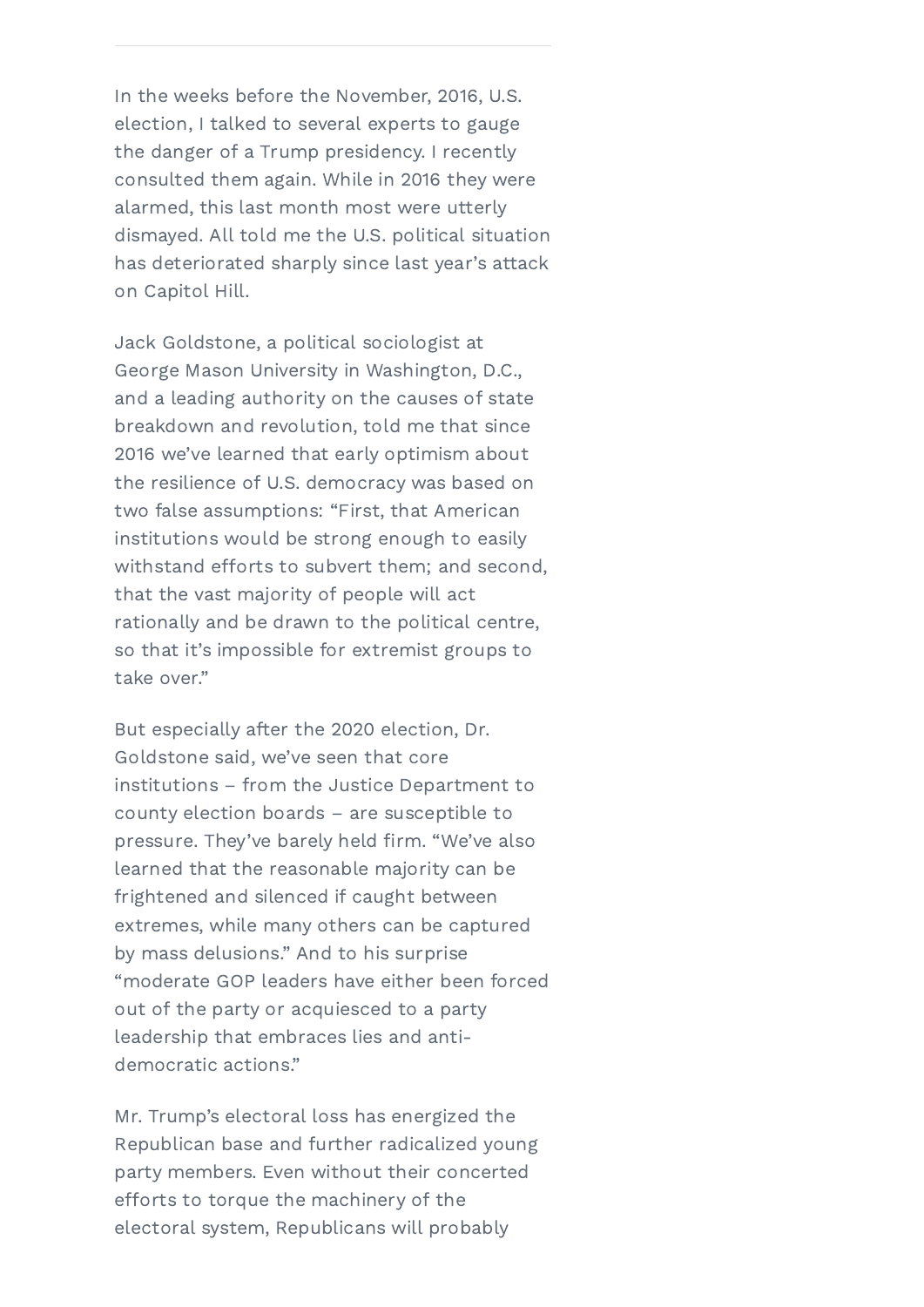In the weeks before the November, 2016, U.S. election, I talked to several experts to gauge the danger of a Trump presidency. I recently consulted them again. While in 2016 they were alarmed, this last month most were utterly dismayed. All told me the U.S. political situation has deteriorated sharply since last year's attack on Capitol Hill.

Jack Goldstone, a political sociologist at George Mason University in Washington, D.C., and a leading authority on the causes of state breakdown and revolution, told me that since 2016 we've learned that early optimism about the resilience of U.S. democracy was based on two false assumptions: "First, that American institutions would be strong enough to easily withstand efforts to subvert them; and second, that the vast majority of people will act rationally and be drawn to the political centre, so that it's impossible for extremist groups to take over."

But especially after the 2020 election, Dr. Goldstone said, we've seen that core institutions – from the Justice Department to county election boards – are susceptible to pressure. They've barely held firm. "We've also learned that the reasonable majority can be frightened and silenced if caught between extremes, while many others can be captured by mass delusions." And to his surprise "moderate GOP leaders have either been forced out of the party or acquiesced to a party leadership that embraces lies and anti-democratic actions."

Mr. Trump's electoral loss has energized the Republican base and further radicalized young party members. Even without their concerted efforts to torque the machinery of the electoral system, Republicans will probably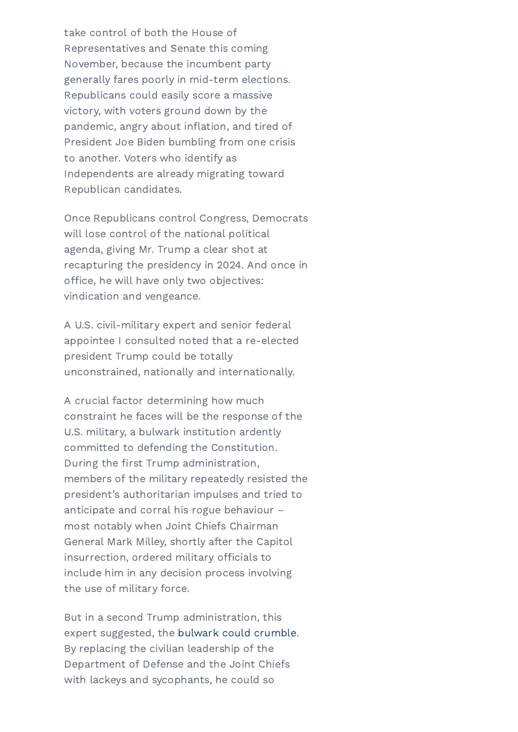take control of both the House of Representatives and Senate this coming November, because the incumbent party generally fares poorly in mid-term elections. Republicans could easily score a massive victory, with voters ground down by the pandemic, angry about inflation, and tired of President Joe Biden bumbling from one crisis to another. Voters who identify as Independents are already migrating toward Republican candidates.

Once Republicans control Congress, Democrats will lose control of the national political agenda, giving Mr. Trump a clear shot at recapturing the presidency in 2024. And once in office, he will have only two objectives: vindication and vengeance.

A U.S. civil-military expert and senior federal appointee I consulted noted that a re-elected president Trump could be totally unconstrained, nationally and internationally.

A crucial factor determining how much constraint he faces will be the response of the U.S. military, a bulwark institution ardently committed to defending the Constitution. During the first Trump administration, members of the military repeatedly resisted the president's authoritarian impulses and tried to anticipate and corral his rogue behaviour – most notably when Joint Chiefs Chairman General Mark Milley, shortly after the Capitol insurrection, ordered military officials to include him in any decision process involving the use of military force.

But in a second Trump administration, this expert suggested, the bulwark could crumble. By replacing the civilian leadership of the Department of Defense and the Joint Chiefs with lackeys and sycophants, he could so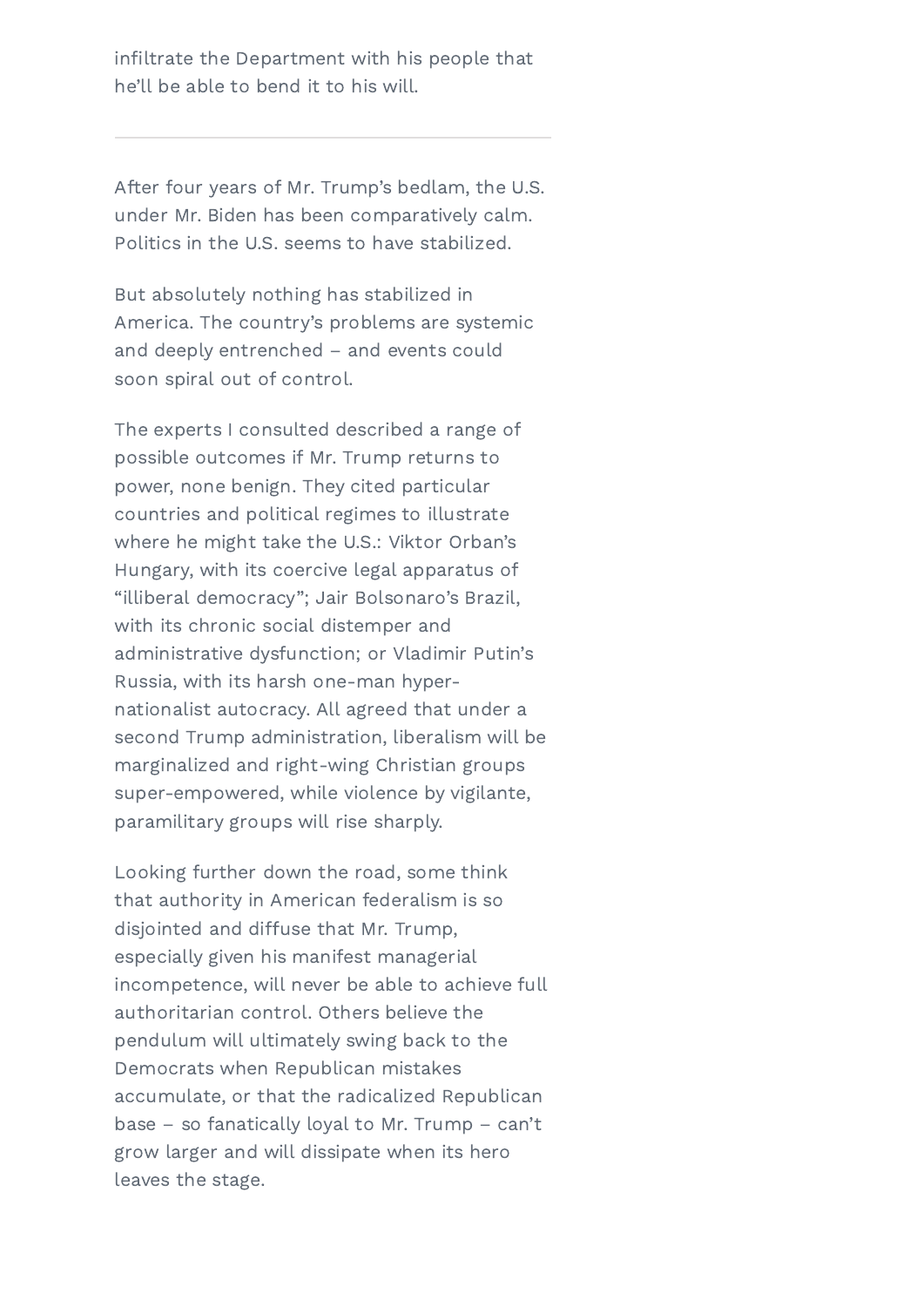infiltrate the Department with his people that he'll be able to bend it to his will.

---

After four years of Mr. Trump's bedlam, the U.S. under Mr. Biden has been comparatively calm. Politics in the U.S. seems to have stabilized.

But absolutely nothing has stabilized in America. The country's problems are systemic and deeply entrenched – and events could soon spiral out of control.

The experts I consulted described a range of possible outcomes if Mr. Trump returns to power, none benign. They cited particular countries and political regimes to illustrate where he might take the U.S.: Viktor Orban's Hungary, with its coercive legal apparatus of "illiberal democracy"; Jair Bolsonaro's Brazil, with its chronic social distemper and administrative dysfunction; or Vladimir Putin's Russia, with its harsh one-man hyper-nationalist autocracy. All agreed that under a second Trump administration, liberalism will be marginalized and right-wing Christian groups super-empowered, while violence by vigilante, paramilitary groups will rise sharply.

Looking further down the road, some think that authority in American federalism is so disjointed and diffuse that Mr. Trump, especially given his manifest managerial incompetence, will never be able to achieve full authoritarian control. Others believe the pendulum will ultimately swing back to the Democrats when Republican mistakes accumulate, or that the radicalized Republican base – so fanatically loyal to Mr. Trump – can't grow larger and will dissipate when its hero leaves the stage.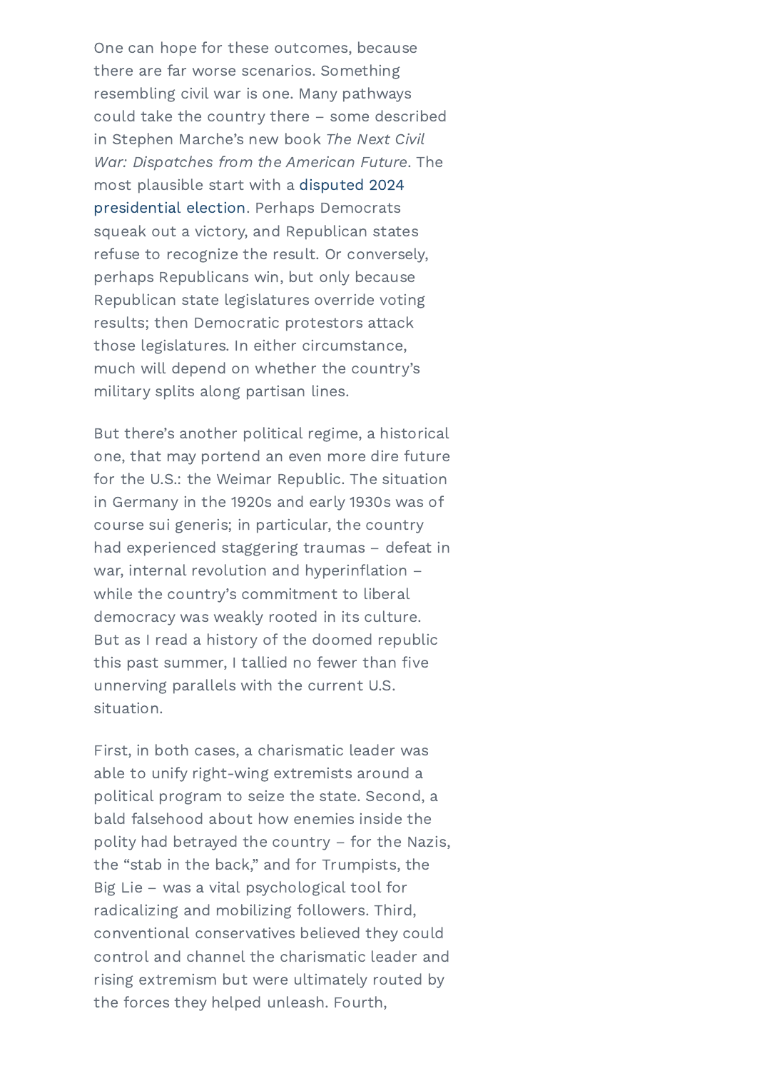One can hope for these outcomes, because there are far worse scenarios. Something resembling civil war is one. Many pathways could take the country there – some described in Stephen Marche's new book *The Next Civil War: Dispatches from the American Future*. The most plausible start with a disputed 2024 presidential election. Perhaps Democrats squeak out a victory, and Republican states refuse to recognize the result. Or conversely, perhaps Republicans win, but only because Republican state legislatures override voting results; then Democratic protestors attack those legislatures. In either circumstance, much will depend on whether the country's military splits along partisan lines.

But there's another political regime, a historical one, that may portend an even more dire future for the U.S.: the Weimar Republic. The situation in Germany in the 1920s and early 1930s was of course sui generis; in particular, the country had experienced staggering traumas – defeat in war, internal revolution and hyperinflation – while the country's commitment to liberal democracy was weakly rooted in its culture. But as I read a history of the doomed republic this past summer, I tallied no fewer than five unnerving parallels with the current U.S. situation.

First, in both cases, a charismatic leader was able to unify right-wing extremists around a political program to seize the state. Second, a bald falsehood about how enemies inside the polity had betrayed the country – for the Nazis, the "stab in the back," and for Trumpists, the Big Lie – was a vital psychological tool for radicalizing and mobilizing followers. Third, conventional conservatives believed they could control and channel the charismatic leader and rising extremism but were ultimately routed by the forces they helped unleash. Fourth,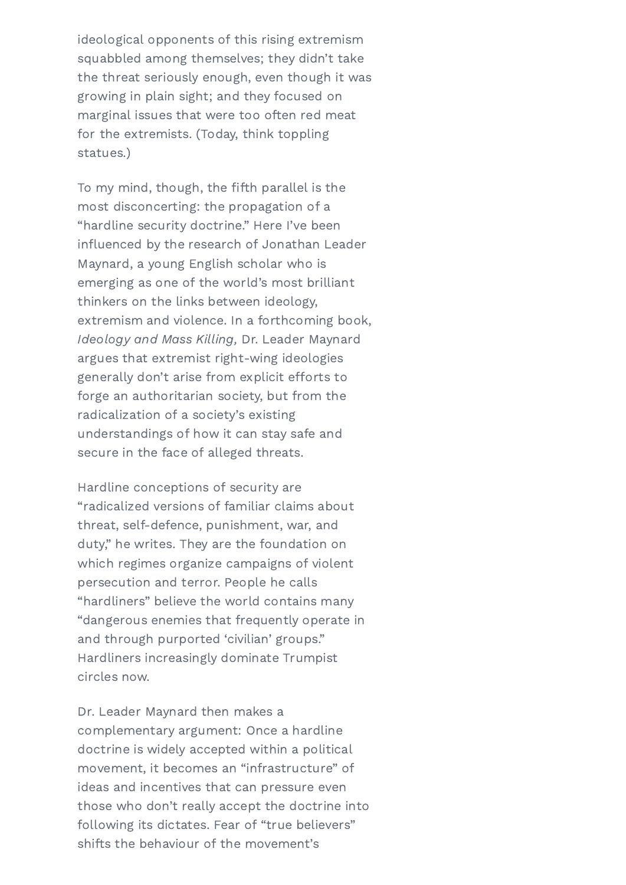ideological opponents of this rising extremism squabbled among themselves; they didn't take the threat seriously enough, even though it was growing in plain sight; and they focused on marginal issues that were too often red meat for the extremists. (Today, think toppling statues.)

To my mind, though, the fifth parallel is the most disconcerting: the propagation of a "hardline security doctrine." Here I've been influenced by the research of Jonathan Leader Maynard, a young English scholar who is emerging as one of the world's most brilliant thinkers on the links between ideology, extremism and violence. In a forthcoming book, *Ideology and Mass Killing,* Dr. Leader Maynard argues that extremist right-wing ideologies generally don't arise from explicit efforts to forge an authoritarian society, but from the radicalization of a society's existing understandings of how it can stay safe and secure in the face of alleged threats.

Hardline conceptions of security are "radicalized versions of familiar claims about threat, self-defence, punishment, war, and duty," he writes. They are the foundation on which regimes organize campaigns of violent persecution and terror. People he calls "hardliners" believe the world contains many "dangerous enemies that frequently operate in and through purported 'civilian' groups." Hardliners increasingly dominate Trumpist circles now.

Dr. Leader Maynard then makes a complementary argument: Once a hardline doctrine is widely accepted within a political movement, it becomes an "infrastructure" of ideas and incentives that can pressure even those who don't really accept the doctrine into following its dictates. Fear of "true believers" shifts the behaviour of the movement's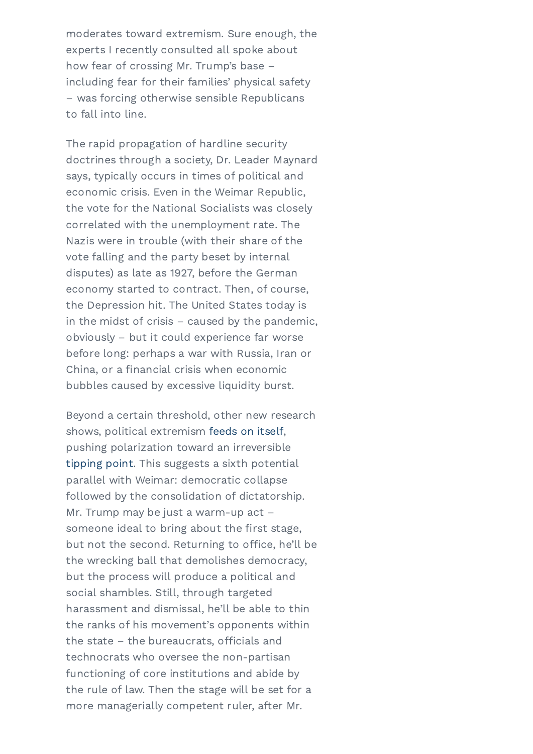moderates toward extremism. Sure enough, the experts I recently consulted all spoke about how fear of crossing Mr. Trump's base – including fear for their families' physical safety – was forcing otherwise sensible Republicans to fall into line.

The rapid propagation of hardline security doctrines through a society, Dr. Leader Maynard says, typically occurs in times of political and economic crisis. Even in the Weimar Republic, the vote for the National Socialists was closely correlated with the unemployment rate. The Nazis were in trouble (with their share of the vote falling and the party beset by internal disputes) as late as 1927, before the German economy started to contract. Then, of course, the Depression hit. The United States today is in the midst of crisis – caused by the pandemic, obviously – but it could experience far worse before long: perhaps a war with Russia, Iran or China, or a financial crisis when economic bubbles caused by excessive liquidity burst.

Beyond a certain threshold, other new research shows, political extremism feeds on itself, pushing polarization toward an irreversible tipping point. This suggests a sixth potential parallel with Weimar: democratic collapse followed by the consolidation of dictatorship. Mr. Trump may be just a warm-up act – someone ideal to bring about the first stage, but not the second. Returning to office, he'll be the wrecking ball that demolishes democracy, but the process will produce a political and social shambles. Still, through targeted harassment and dismissal, he'll be able to thin the ranks of his movement's opponents within the state – the bureaucrats, officials and technocrats who oversee the non-partisan functioning of core institutions and abide by the rule of law. Then the stage will be set for a more managerially competent ruler, after Mr.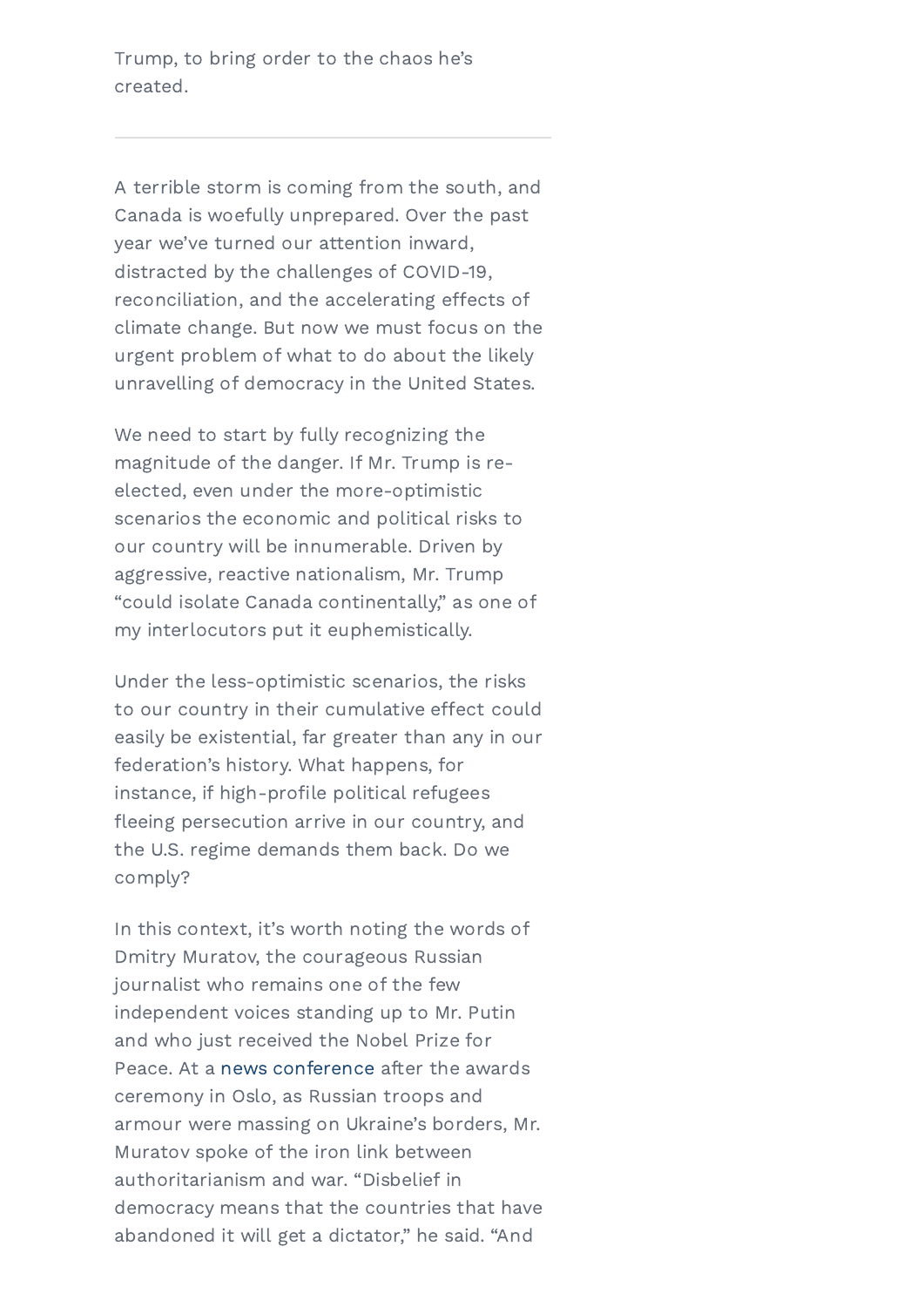Trump, to bring order to the chaos he's created.

---

A terrible storm is coming from the south, and Canada is woefully unprepared. Over the past year we've turned our attention inward, distracted by the challenges of COVID-19, reconciliation, and the accelerating effects of climate change. But now we must focus on the urgent problem of what to do about the likely unravelling of democracy in the United States.

We need to start by fully recognizing the magnitude of the danger. If Mr. Trump is re-elected, even under the more-optimistic scenarios the economic and political risks to our country will be innumerable. Driven by aggressive, reactive nationalism, Mr. Trump "could isolate Canada continentally," as one of my interlocutors put it euphemistically.

Under the less-optimistic scenarios, the risks to our country in their cumulative effect could easily be existential, far greater than any in our federation's history. What happens, for instance, if high-profile political refugees fleeing persecution arrive in our country, and the U.S. regime demands them back. Do we comply?

In this context, it's worth noting the words of Dmitry Muratov, the courageous Russian journalist who remains one of the few independent voices standing up to Mr. Putin and who just received the Nobel Prize for Peace. At a news conference after the awards ceremony in Oslo, as Russian troops and armour were massing on Ukraine's borders, Mr. Muratov spoke of the iron link between authoritarianism and war. "Disbelief in democracy means that the countries that have abandoned it will get a dictator," he said. "And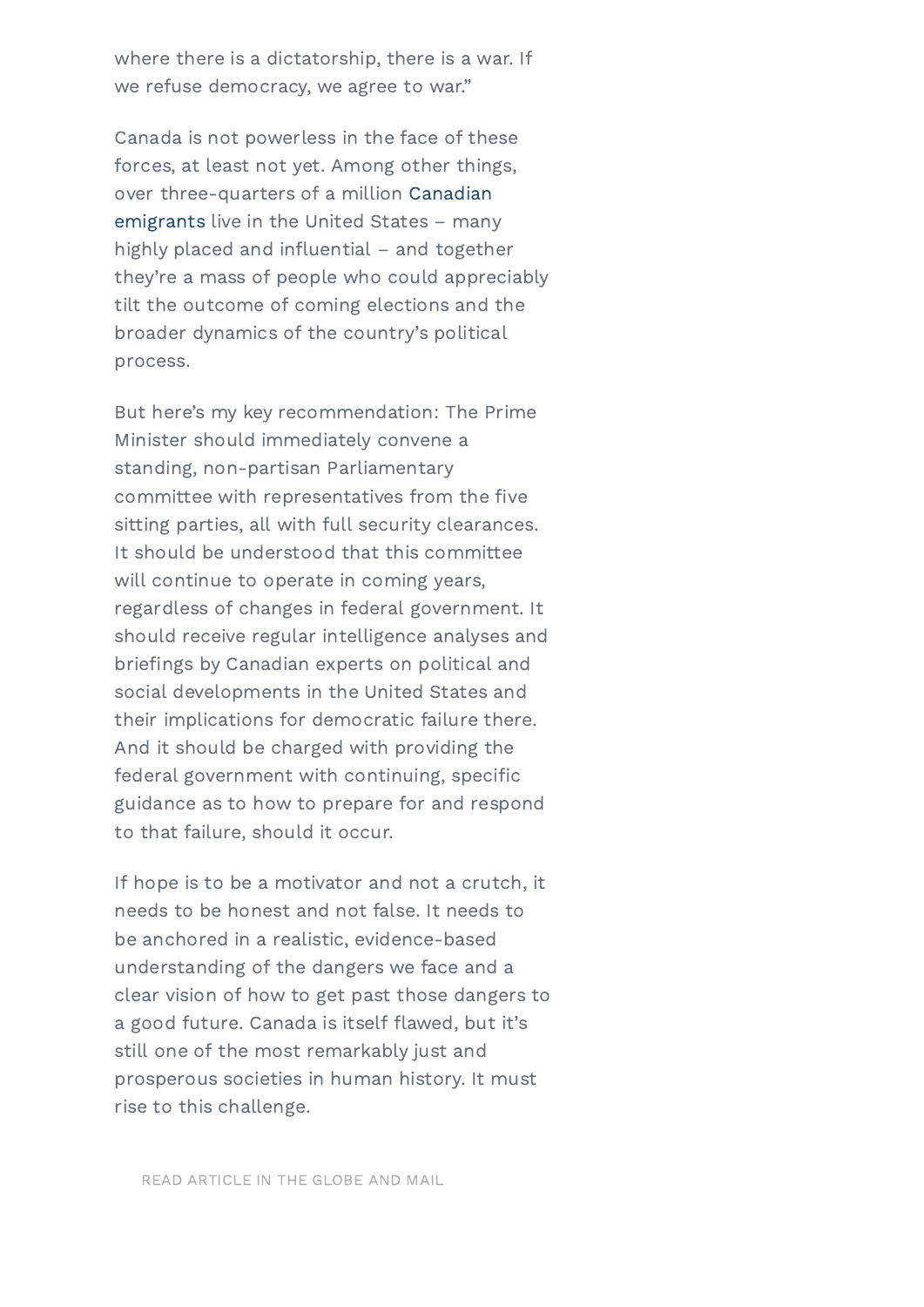where there is a dictatorship, there is a war. If we refuse democracy, we agree to war."

Canada is not powerless in the face of these forces, at least not yet. Among other things, over three-quarters of a million Canadian emigrants live in the United States – many highly placed and influential – and together they're a mass of people who could appreciably tilt the outcome of coming elections and the broader dynamics of the country's political process.

But here's my key recommendation: The Prime Minister should immediately convene a standing, non-partisan Parliamentary committee with representatives from the five sitting parties, all with full security clearances. It should be understood that this committee will continue to operate in coming years, regardless of changes in federal government. It should receive regular intelligence analyses and briefings by Canadian experts on political and social developments in the United States and their implications for democratic failure there. And it should be charged with providing the federal government with continuing, specific guidance as to how to prepare for and respond to that failure, should it occur.

If hope is to be a motivator and not a crutch, it needs to be honest and not false. It needs to be anchored in a realistic, evidence-based understanding of the dangers we face and a clear vision of how to get past those dangers to a good future. Canada is itself flawed, but it's still one of the most remarkably just and prosperous societies in human history. It must rise to this challenge.

READ ARTICLE IN THE GLOBE AND MAIL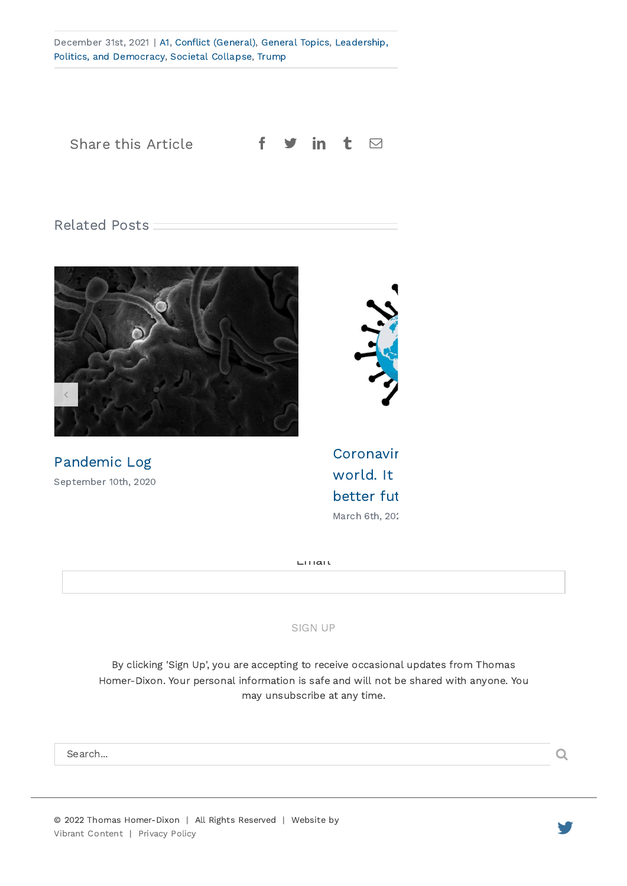December 31st, 2021 | A1, Conflict (General), General Topics, Leadership, Politics, and Democracy, Societal Collapse, Trump

Share this Article

## Related Posts

### Pandemic Log

September 10th, 2020

### Coronavir world. It better fut

March 6th, 202

Email

SIGN UP

By clicking 'Sign Up', you are accepting to receive occasional updates from Thomas Homer-Dixon. Your personal information is safe and will not be shared with anyone. You may unsubscribe at any time.

Search...

© 2022 Thomas Homer-Dixon | All Rights Reserved | Website by Vibrant Content | Privacy Policy